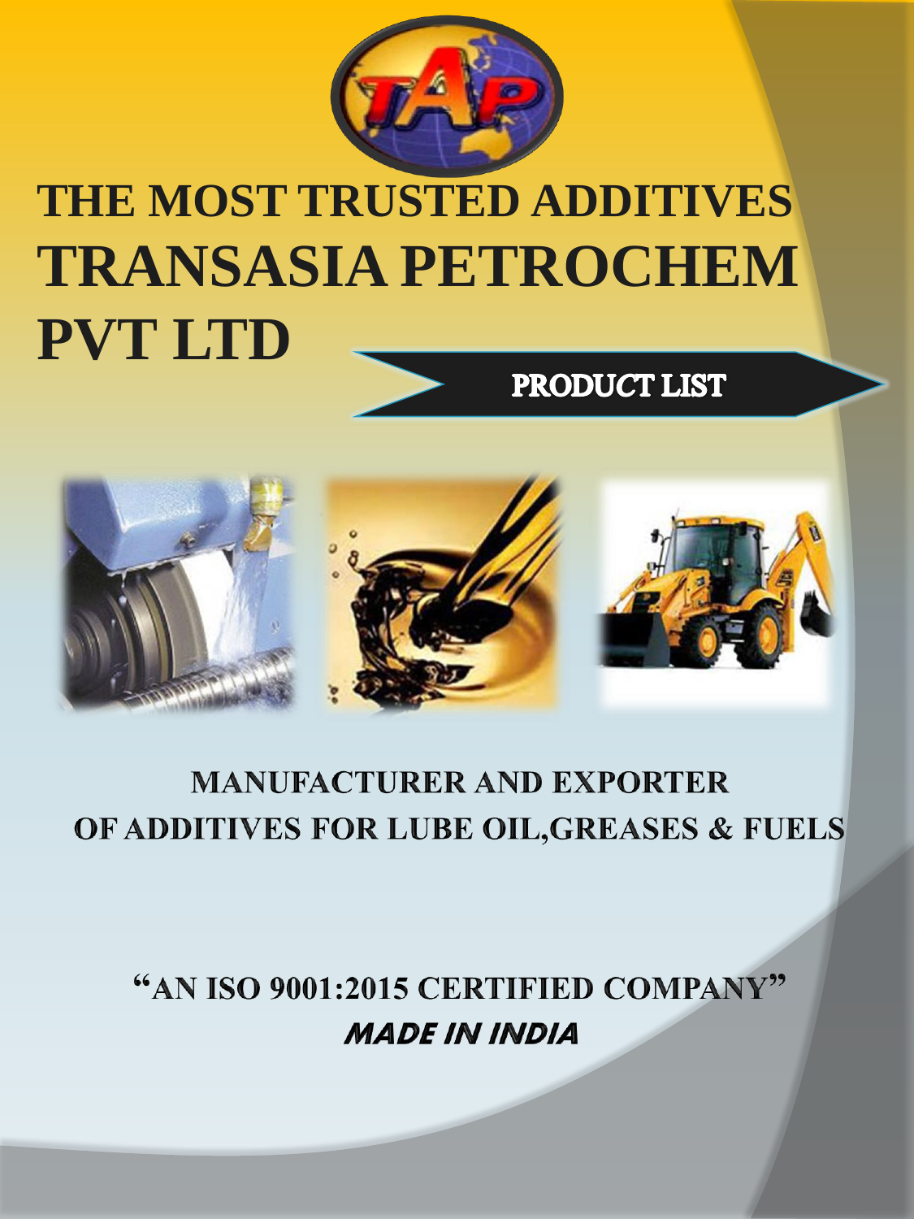# THE MOST TRUSTED ADDITIVES

# TRANSASIA PETROCHEM PVT LTD

## PRODUCT LIST

**MANUFACTURER AND EXPORTER**
**OF ADDITIVES FOR LUBE OIL,GREASES & FUELS**

**"AN ISO 9001:2015 CERTIFIED COMPANY"**

***MADE IN INDIA***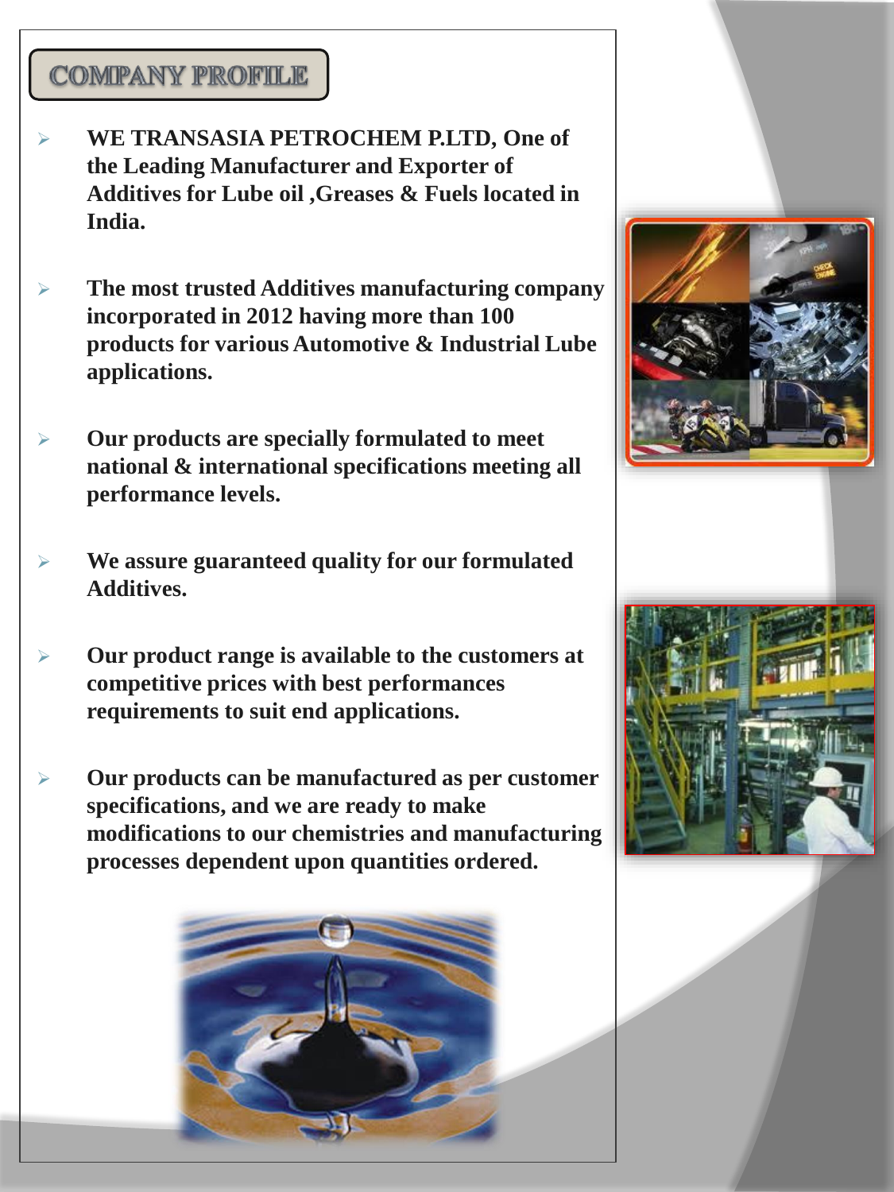## COMPANY PROFILE

- **WE TRANSASIA PETROCHEM P.LTD, One of the Leading Manufacturer and Exporter of Additives for Lube oil ,Greases & Fuels located in India.**

- **The most trusted Additives manufacturing company incorporated in 2012 having more than 100 products for various Automotive & Industrial Lube applications.**

- **Our products are specially formulated to meet national & international specifications meeting all performance levels.**

- **We assure guaranteed quality for our formulated Additives.**

- **Our product range is available to the customers at competitive prices with best performances requirements to suit end applications.**

- **Our products can be manufactured as per customer specifications, and we are ready to make modifications to our chemistries and manufacturing processes dependent upon quantities ordered.**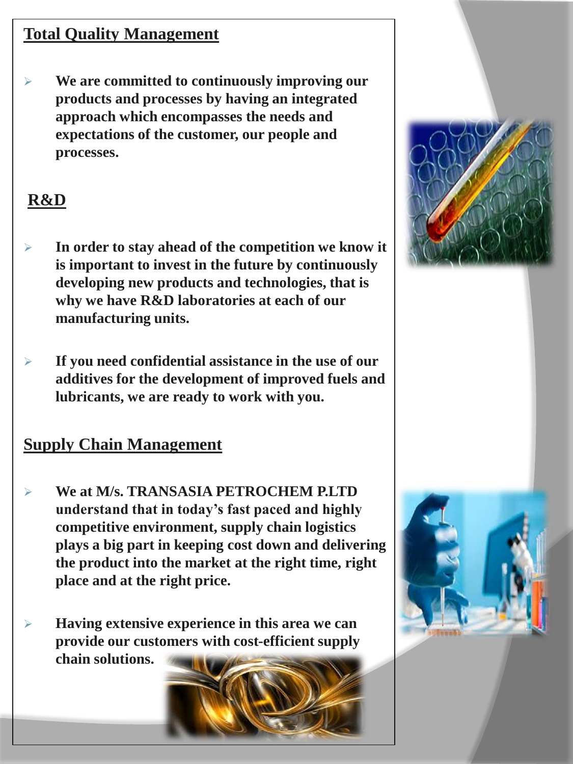## Total Quality Management

- We are committed to continuously improving our products and processes by having an integrated approach which encompasses the needs and expectations of the customer, our people and processes.

## R&D

- In order to stay ahead of the competition we know it is important to invest in the future by continuously developing new products and technologies, that is why we have R&D laboratories at each of our manufacturing units.

- If you need confidential assistance in the use of our additives for the development of improved fuels and lubricants, we are ready to work with you.

## Supply Chain Management

- We at M/s. TRANSASIA PETROCHEM P.LTD understand that in today's fast paced and highly competitive environment, supply chain logistics plays a big part in keeping cost down and delivering the product into the market at the right time, right place and at the right price.

- Having extensive experience in this area we can provide our customers with cost-efficient supply chain solutions.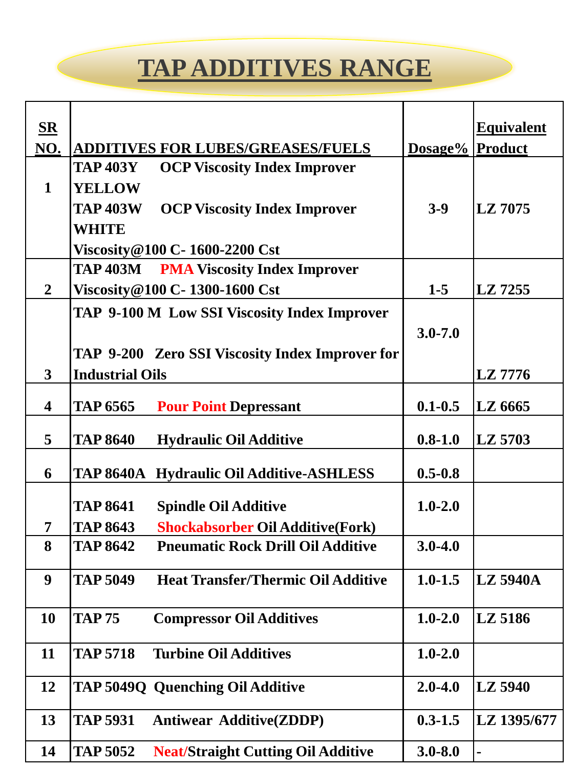# TAP ADDITIVES RANGE

| SR NO. | ADDITIVES FOR LUBES/GREASES/FUELS | Dosage% | Equivalent Product |
|---|---|---|---|
| 1 | TAP 403Y OCP Viscosity Index Improver YELLOW<br>TAP 403W OCP Viscosity Index Improver WHITE<br>Viscosity@100 C- 1600-2200 Cst | 3-9 | LZ 7075 |
| 2 | TAP 403M PMA Viscosity Index Improver<br>Viscosity@100 C- 1300-1600 Cst | 1-5 | LZ 7255 |
| 3 | TAP 9-100 M Low SSI Viscosity Index Improver<br>TAP 9-200 Zero SSI Viscosity Index Improver for Industrial Oils | 3.0-7.0 | LZ 7776 |
| 4 | TAP 6565 Pour Point Depressant | 0.1-0.5 | LZ 6665 |
| 5 | TAP 8640 Hydraulic Oil Additive | 0.8-1.0 | LZ 5703 |
| 6 | TAP 8640A Hydraulic Oil Additive-ASHLESS | 0.5-0.8 | |
| 7 | TAP 8641 Spindle Oil Additive<br>TAP 8643 Shockabsorber Oil Additive(Fork) | 1.0-2.0 | |
| 8 | TAP 8642 Pneumatic Rock Drill Oil Additive | 3.0-4.0 | |
| 9 | TAP 5049 Heat Transfer/Thermic Oil Additive | 1.0-1.5 | LZ 5940A |
| 10 | TAP 75 Compressor Oil Additives | 1.0-2.0 | LZ 5186 |
| 11 | TAP 5718 Turbine Oil Additives | 1.0-2.0 | |
| 12 | TAP 5049Q Quenching Oil Additive | 2.0-4.0 | LZ 5940 |
| 13 | TAP 5931 Antiwear Additive(ZDDP) | 0.3-1.5 | LZ 1395/677 |
| 14 | TAP 5052 Neat/Straight Cutting Oil Additive | 3.0-8.0 | - |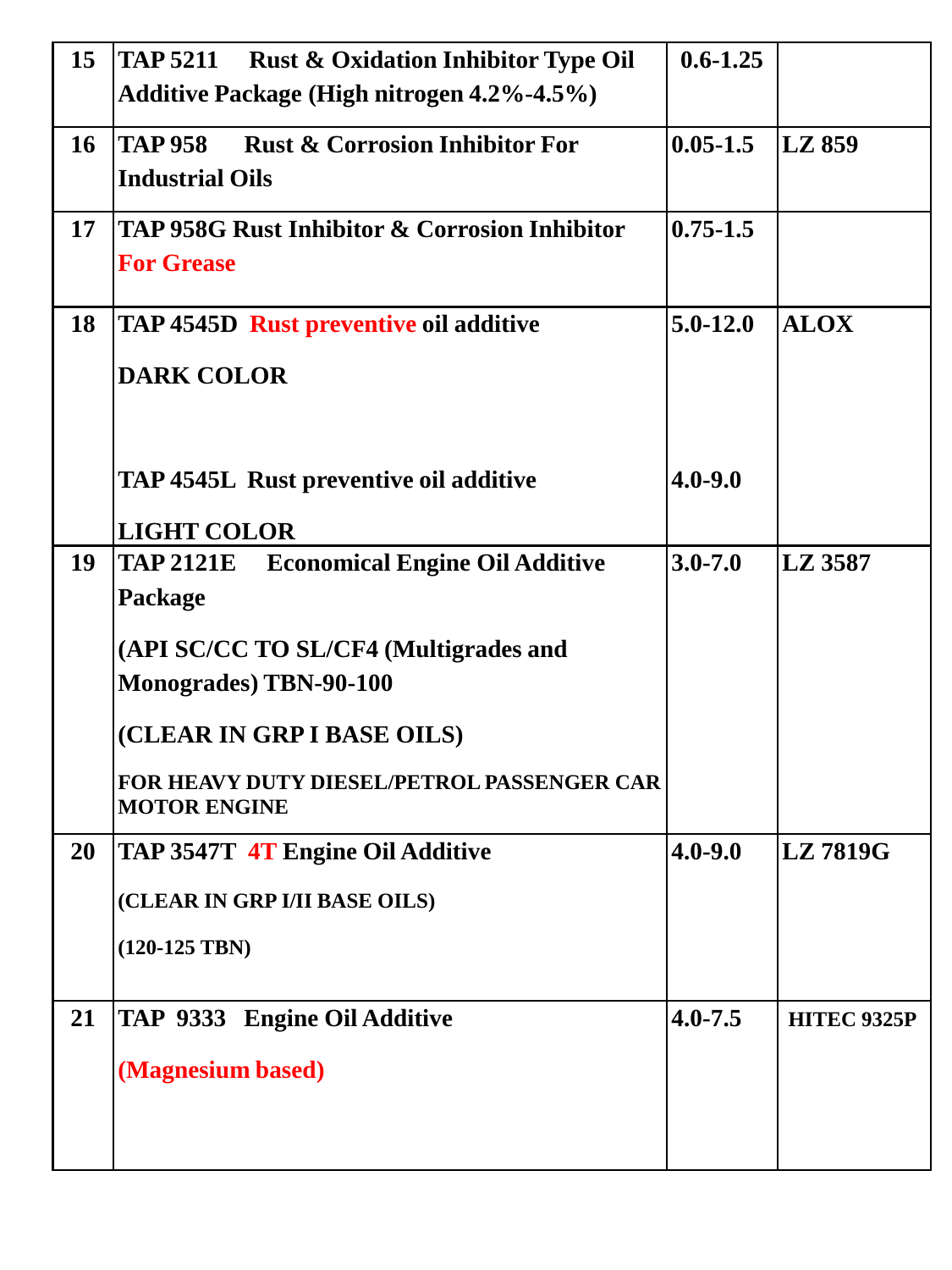| 15 | **TAP 5211 Rust & Oxidation Inhibitor Type Oil Additive Package (High nitrogen 4.2%-4.5%)** | **0.6-1.25** | |
|---|---|---|---|
| **16** | **TAP 958 Rust & Corrosion Inhibitor For Industrial Oils** | **0.05-1.5** | **LZ 859** |
| **17** | **TAP 958G Rust Inhibitor & Corrosion Inhibitor For Grease** | **0.75-1.5** | |
| **18** | **TAP 4545D Rust preventive oil additive**<br><br>**DARK COLOR**<br><br>**TAP 4545L Rust preventive oil additive**<br><br>**LIGHT COLOR** | **5.0-12.0**<br><br><br><br>**4.0-9.0** | **ALOX** |
| **19** | **TAP 2121E Economical Engine Oil Additive Package**<br><br>**(API SC/CC TO SL/CF4 (Multigrades and Monogrades) TBN-90-100**<br><br>**(CLEAR IN GRP I BASE OILS)**<br><br>**FOR HEAVY DUTY DIESEL/PETROL PASSENGER CAR MOTOR ENGINE** | **3.0-7.0** | **LZ 3587** |
| **20** | **TAP 3547T 4T Engine Oil Additive**<br><br>**(CLEAR IN GRP I/II BASE OILS)**<br><br>**(120-125 TBN)** | **4.0-9.0** | **LZ 7819G** |
| **21** | **TAP 9333 Engine Oil Additive**<br><br>**(Magnesium based)** | **4.0-7.5** | **HITEC 9325P** |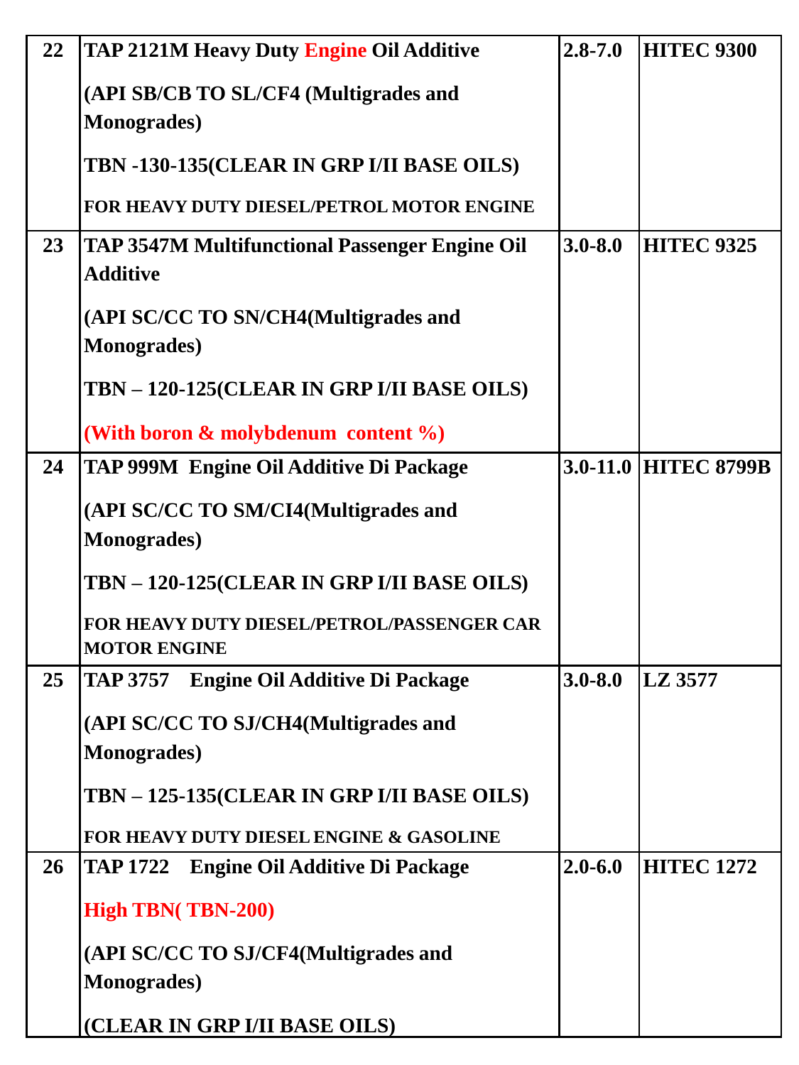| | | | |
|---|---|---|---|
| 22 | **TAP 2121M Heavy Duty Engine Oil Additive**<br><br>**(API SB/CB TO SL/CF4 (Multigrades and Monogrades)**<br><br>**TBN -130-135(CLEAR IN GRP I/II BASE OILS)**<br><br>**FOR HEAVY DUTY DIESEL/PETROL MOTOR ENGINE** | **2.8-7.0** | **HITEC 9300** |
| 23 | **TAP 3547M Multifunctional Passenger Engine Oil Additive**<br><br>**(API SC/CC TO SN/CH4(Multigrades and Monogrades)**<br><br>**TBN – 120-125(CLEAR IN GRP I/II BASE OILS)**<br><br>**(With boron & molybdenum content %)** | **3.0-8.0** | **HITEC 9325** |
| 24 | **TAP 999M Engine Oil Additive Di Package**<br><br>**(API SC/CC TO SM/CI4(Multigrades and Monogrades)**<br><br>**TBN – 120-125(CLEAR IN GRP I/II BASE OILS)**<br><br>**FOR HEAVY DUTY DIESEL/PETROL/PASSENGER CAR MOTOR ENGINE** | **3.0-11.0** | **HITEC 8799B** |
| 25 | **TAP 3757 Engine Oil Additive Di Package**<br><br>**(API SC/CC TO SJ/CH4(Multigrades and Monogrades)**<br><br>**TBN – 125-135(CLEAR IN GRP I/II BASE OILS)**<br><br>**FOR HEAVY DUTY DIESEL ENGINE & GASOLINE** | **3.0-8.0** | **LZ 3577** |
| 26 | **TAP 1722 Engine Oil Additive Di Package**<br><br>**High TBN( TBN-200)**<br><br>**(API SC/CC TO SJ/CF4(Multigrades and Monogrades)**<br><br>**(CLEAR IN GRP I/II BASE OILS)** | **2.0-6.0** | **HITEC 1272** |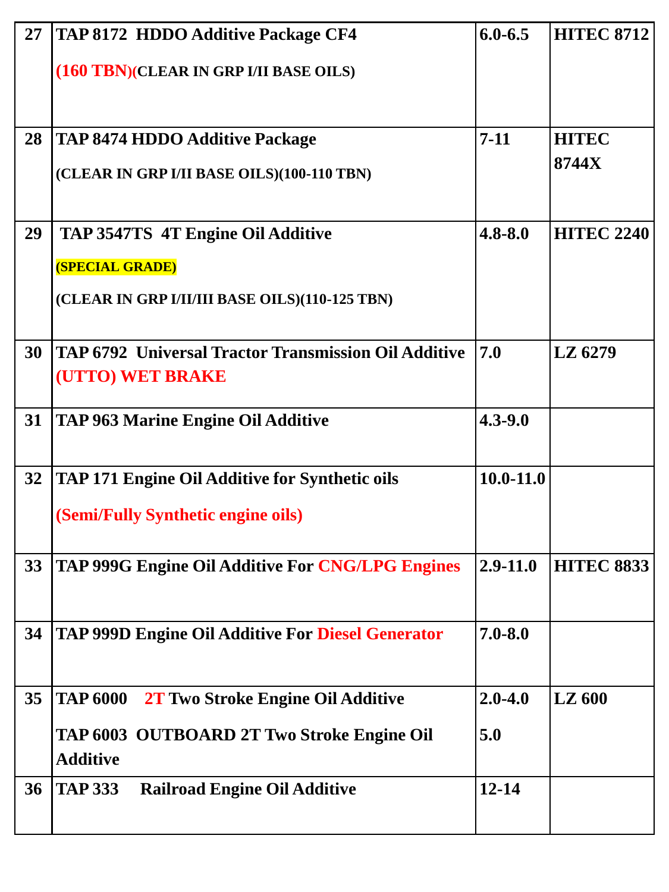| 27 | **TAP 8172 HDDO Additive Package CF4**<br>**(160 TBN)(CLEAR IN GRP I/II BASE OILS)** | **6.0-6.5** | **HITEC 8712** |
|---|---|---|---|
| **28** | **TAP 8474 HDDO Additive Package**<br>**(CLEAR IN GRP I/II BASE OILS)(100-110 TBN)** | **7-11** | **HITEC 8744X** |
| **29** | **TAP 3547TS 4T Engine Oil Additive**<br>**(SPECIAL GRADE)**<br>**(CLEAR IN GRP I/II/III BASE OILS)(110-125 TBN)** | **4.8-8.0** | **HITEC 2240** |
| **30** | **TAP 6792 Universal Tractor Transmission Oil Additive (UTTO) WET BRAKE** | **7.0** | **LZ 6279** |
| **31** | **TAP 963 Marine Engine Oil Additive** | **4.3-9.0** | |
| **32** | **TAP 171 Engine Oil Additive for Synthetic oils**<br>**(Semi/Fully Synthetic engine oils)** | **10.0-11.0** | |
| **33** | **TAP 999G Engine Oil Additive For CNG/LPG Engines** | **2.9-11.0** | **HITEC 8833** |
| **34** | **TAP 999D Engine Oil Additive For Diesel Generator** | **7.0-8.0** | |
| **35** | **TAP 6000 2T Two Stroke Engine Oil Additive**<br>**TAP 6003 OUTBOARD 2T Two Stroke Engine Oil Additive** | **2.0-4.0**<br>**5.0** | **LZ 600** |
| **36** | **TAP 333 Railroad Engine Oil Additive** | **12-14** | |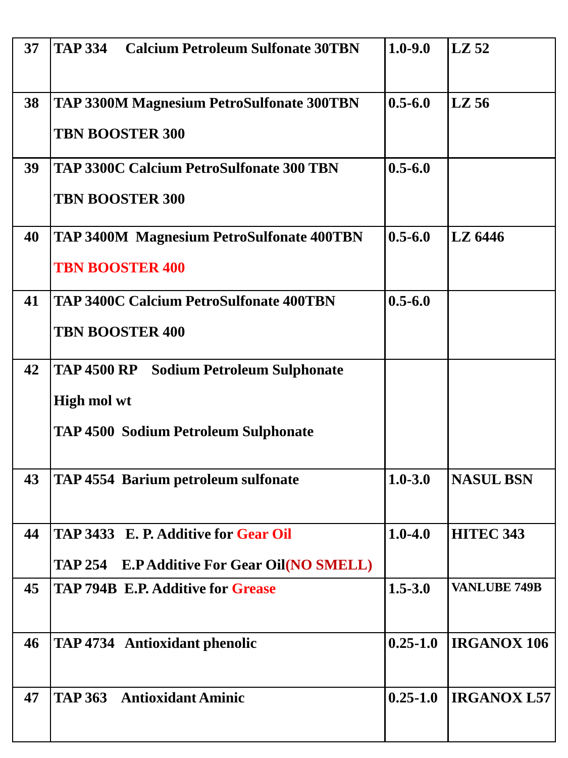| | | | |
|---|---|---|---|
| 37 | **TAP 334 Calcium Petroleum Sulfonate 30TBN** | **1.0-9.0** | **LZ 52** |
| 38 | **TAP 3300M Magnesium PetroSulfonate 300TBN**<br><br>**TBN BOOSTER 300** | **0.5-6.0** | **LZ 56** |
| 39 | **TAP 3300C Calcium PetroSulfonate 300 TBN**<br><br>**TBN BOOSTER 300** | **0.5-6.0** | |
| 40 | **TAP 3400M Magnesium PetroSulfonate 400TBN**<br><br>**TBN BOOSTER 400** | **0.5-6.0** | **LZ 6446** |
| 41 | **TAP 3400C Calcium PetroSulfonate 400TBN**<br><br>**TBN BOOSTER 400** | **0.5-6.0** | |
| 42 | **TAP 4500 RP Sodium Petroleum Sulphonate**<br><br>**High mol wt**<br><br>**TAP 4500 Sodium Petroleum Sulphonate** | | |
| 43 | **TAP 4554 Barium petroleum sulfonate** | **1.0-3.0** | **NASUL BSN** |
| 44 | **TAP 3433 E. P. Additive for Gear Oil**<br><br>**TAP 254 E.P Additive For Gear Oil(NO SMELL)** | **1.0-4.0** | **HITEC 343** |
| 45 | **TAP 794B E.P. Additive for Grease** | **1.5-3.0** | **VANLUBE 749B** |
| 46 | **TAP 4734 Antioxidant phenolic** | **0.25-1.0** | **IRGANOX 106** |
| 47 | **TAP 363 Antioxidant Aminic** | **0.25-1.0** | **IRGANOX L57** |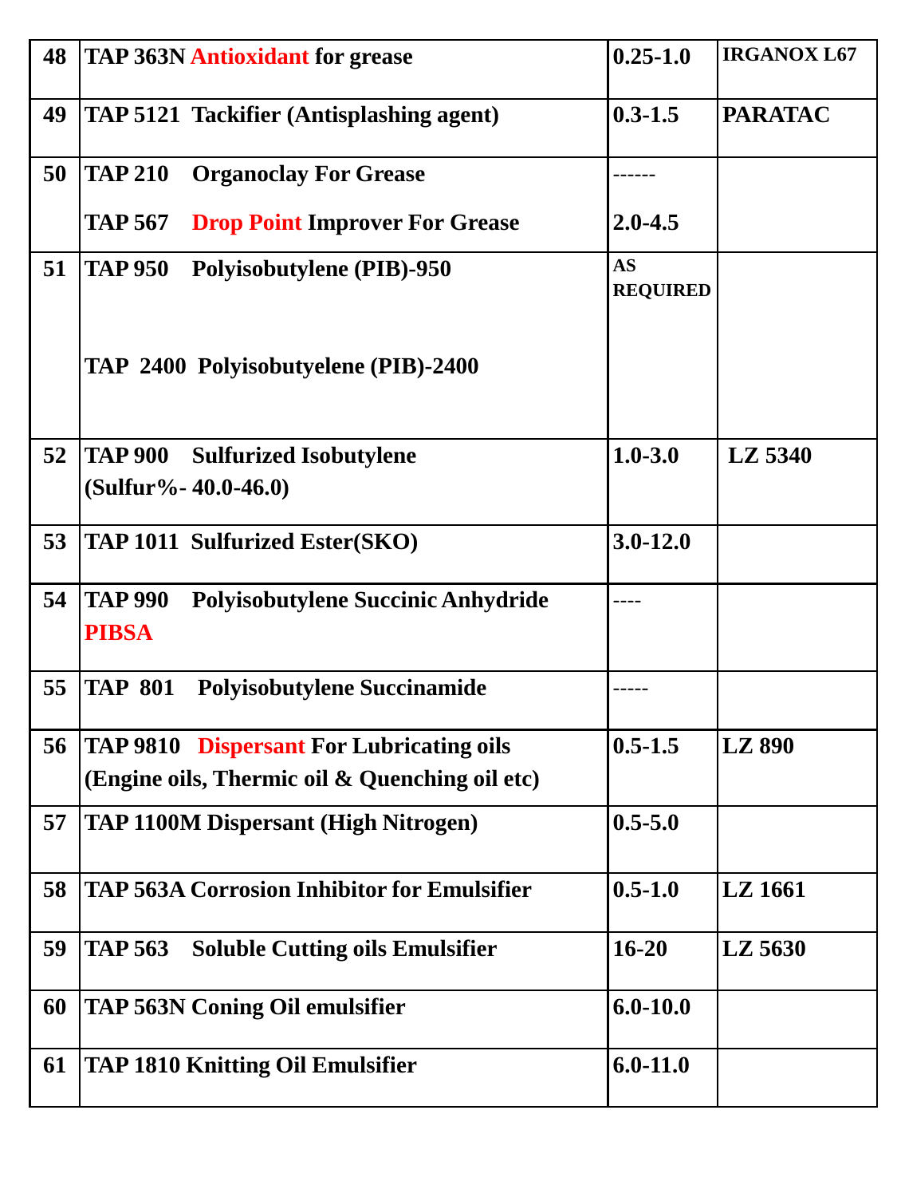| 48 | **TAP 363N Antioxidant for grease** | **0.25-1.0** | **IRGANOX L67** |
|---|---|---|---|
| 49 | **TAP 5121 Tackifier (Antisplashing agent)** | **0.3-1.5** | **PARATAC** |
| 50 | **TAP 210 Organoclay For Grease**<br><br>**TAP 567 Drop Point Improver For Grease** | **------**<br><br>**2.0-4.5** | |
| 51 | **TAP 950 Polyisobutylene (PIB)-950**<br><br>**TAP 2400 Polyisobutyelene (PIB)-2400** | **AS REQUIRED** | |
| 52 | **TAP 900 Sulfurized Isobutylene (Sulfur%- 40.0-46.0)** | **1.0-3.0** | **LZ 5340** |
| 53 | **TAP 1011 Sulfurized Ester(SKO)** | **3.0-12.0** | |
| 54 | **TAP 990 Polyisobutylene Succinic Anhydride PIBSA** | **----** | |
| 55 | **TAP 801 Polyisobutylene Succinamide** | **-----** | |
| 56 | **TAP 9810 Dispersant For Lubricating oils (Engine oils, Thermic oil & Quenching oil etc)** | **0.5-1.5** | **LZ 890** |
| 57 | **TAP 1100M Dispersant (High Nitrogen)** | **0.5-5.0** | |
| 58 | **TAP 563A Corrosion Inhibitor for Emulsifier** | **0.5-1.0** | **LZ 1661** |
| 59 | **TAP 563 Soluble Cutting oils Emulsifier** | **16-20** | **LZ 5630** |
| 60 | **TAP 563N Coning Oil emulsifier** | **6.0-10.0** | |
| 61 | **TAP 1810 Knitting Oil Emulsifier** | **6.0-11.0** | |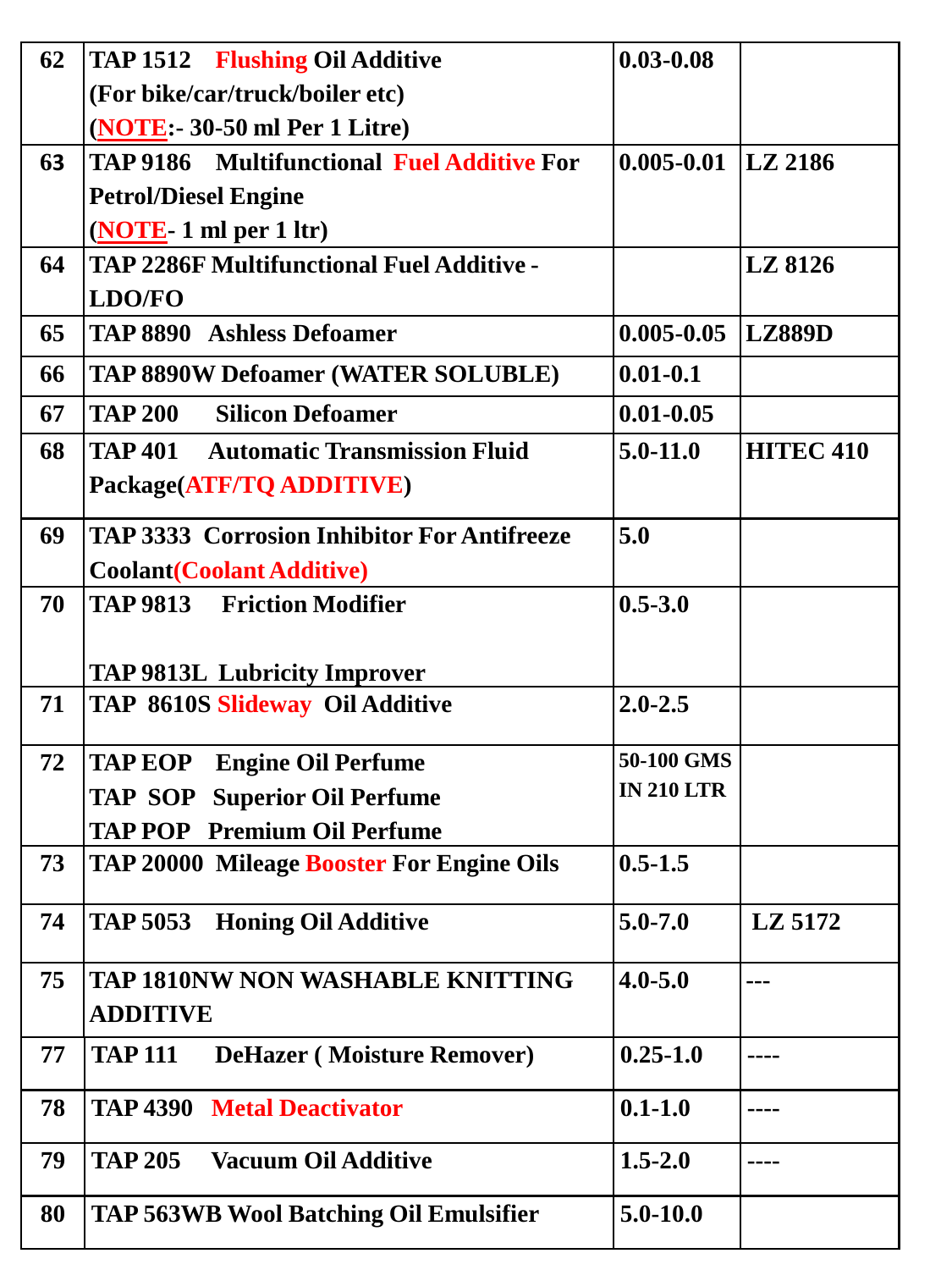| 62 | TAP 1512 Flushing Oil Additive (For bike/car/truck/boiler etc) (NOTE:- 30-50 ml Per 1 Litre) | 0.03-0.08 | |
|---|---|---|---|
| 63 | TAP 9186 Multifunctional Fuel Additive For Petrol/Diesel Engine (NOTE- 1 ml per 1 ltr) | 0.005-0.01 | LZ 2186 |
| 64 | TAP 2286F Multifunctional Fuel Additive - LDO/FO | | LZ 8126 |
| 65 | TAP 8890 Ashless Defoamer | 0.005-0.05 | LZ889D |
| 66 | TAP 8890W Defoamer (WATER SOLUBLE) | 0.01-0.1 | |
| 67 | TAP 200 Silicon Defoamer | 0.01-0.05 | |
| 68 | TAP 401 Automatic Transmission Fluid Package(ATF/TQ ADDITIVE) | 5.0-11.0 | HITEC 410 |
| 69 | TAP 3333 Corrosion Inhibitor For Antifreeze Coolant(Coolant Additive) | 5.0 | |
| 70 | TAP 9813 Friction Modifier<br><br>TAP 9813L Lubricity Improver | 0.5-3.0 | |
| 71 | TAP 8610S Slideway Oil Additive | 2.0-2.5 | |
| 72 | TAP EOP Engine Oil Perfume<br>TAP SOP Superior Oil Perfume<br>TAP POP Premium Oil Perfume | 50-100 GMS IN 210 LTR | |
| 73 | TAP 20000 Mileage Booster For Engine Oils | 0.5-1.5 | |
| 74 | TAP 5053 Honing Oil Additive | 5.0-7.0 | LZ 5172 |
| 75 | TAP 1810NW NON WASHABLE KNITTING ADDITIVE | 4.0-5.0 | --- |
| 77 | TAP 111 DeHazer ( Moisture Remover) | 0.25-1.0 | ---- |
| 78 | TAP 4390 Metal Deactivator | 0.1-1.0 | ---- |
| 79 | TAP 205 Vacuum Oil Additive | 1.5-2.0 | ---- |
| 80 | TAP 563WB Wool Batching Oil Emulsifier | 5.0-10.0 | |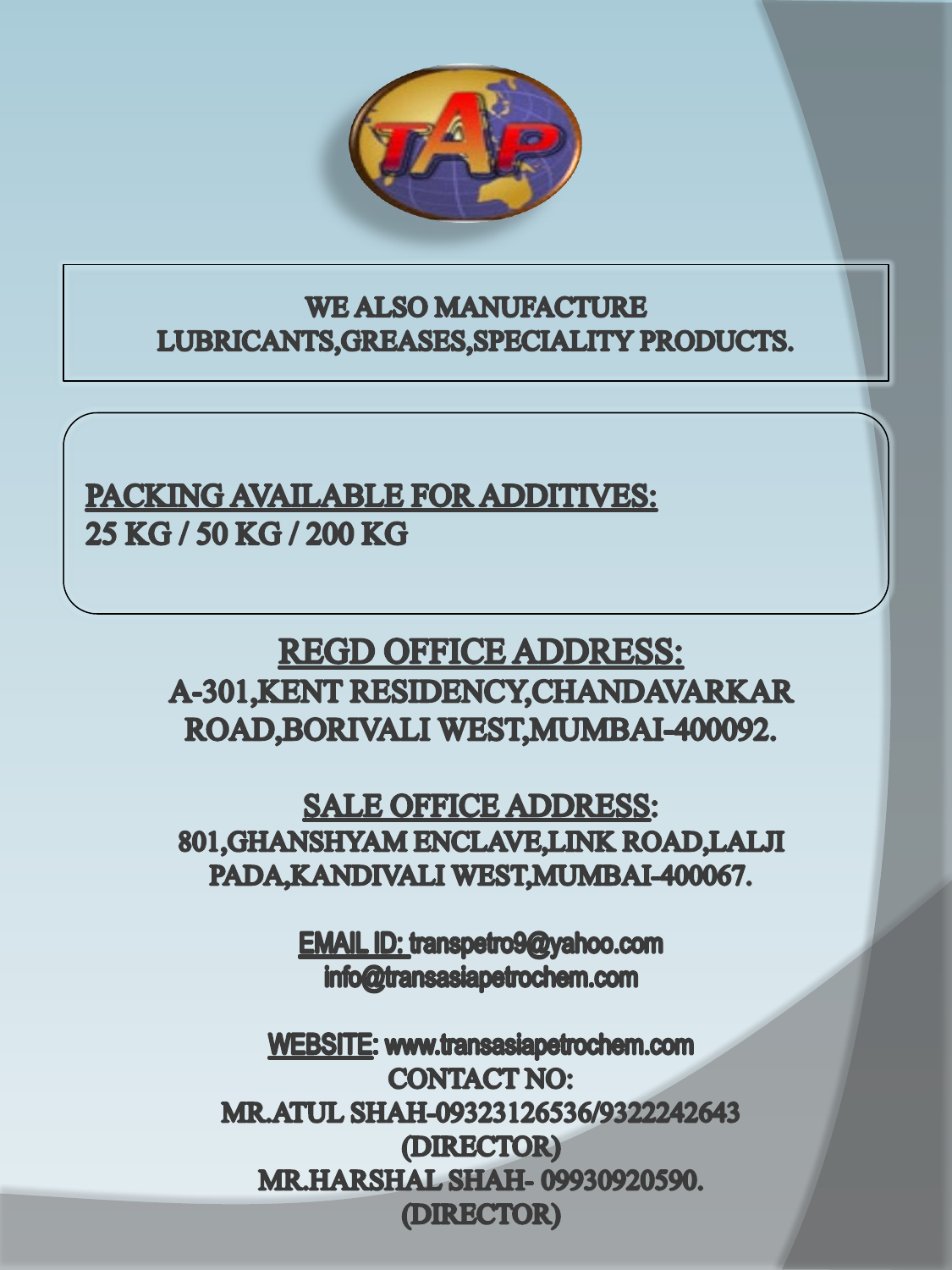**WE ALSO MANUFACTURE LUBRICANTS,GREASES,SPECIALITY PRODUCTS.**

**PACKING AVAILABLE FOR ADDITIVES:**
**25 KG / 50 KG / 200 KG**

## REGD OFFICE ADDRESS:

**A-301,KENT RESIDENCY,CHANDAVARKAR ROAD,BORIVALI WEST,MUMBAI-400092.**

## SALE OFFICE ADDRESS:

**801,GHANSHYAM ENCLAVE,LINK ROAD,LALJI PADA,KANDIVALI WEST,MUMBAI-400067.**

**EMAIL ID:** transpetro9@yahoo.com
info@transasiapetrochem.com

**WEBSITE:** www.transasiapetrochem.com

**CONTACT NO:**
**MR.ATUL SHAH-09323126536/9322242643**
**(DIRECTOR)**
**MR.HARSHAL SHAH- 09930920590.**
**(DIRECTOR)**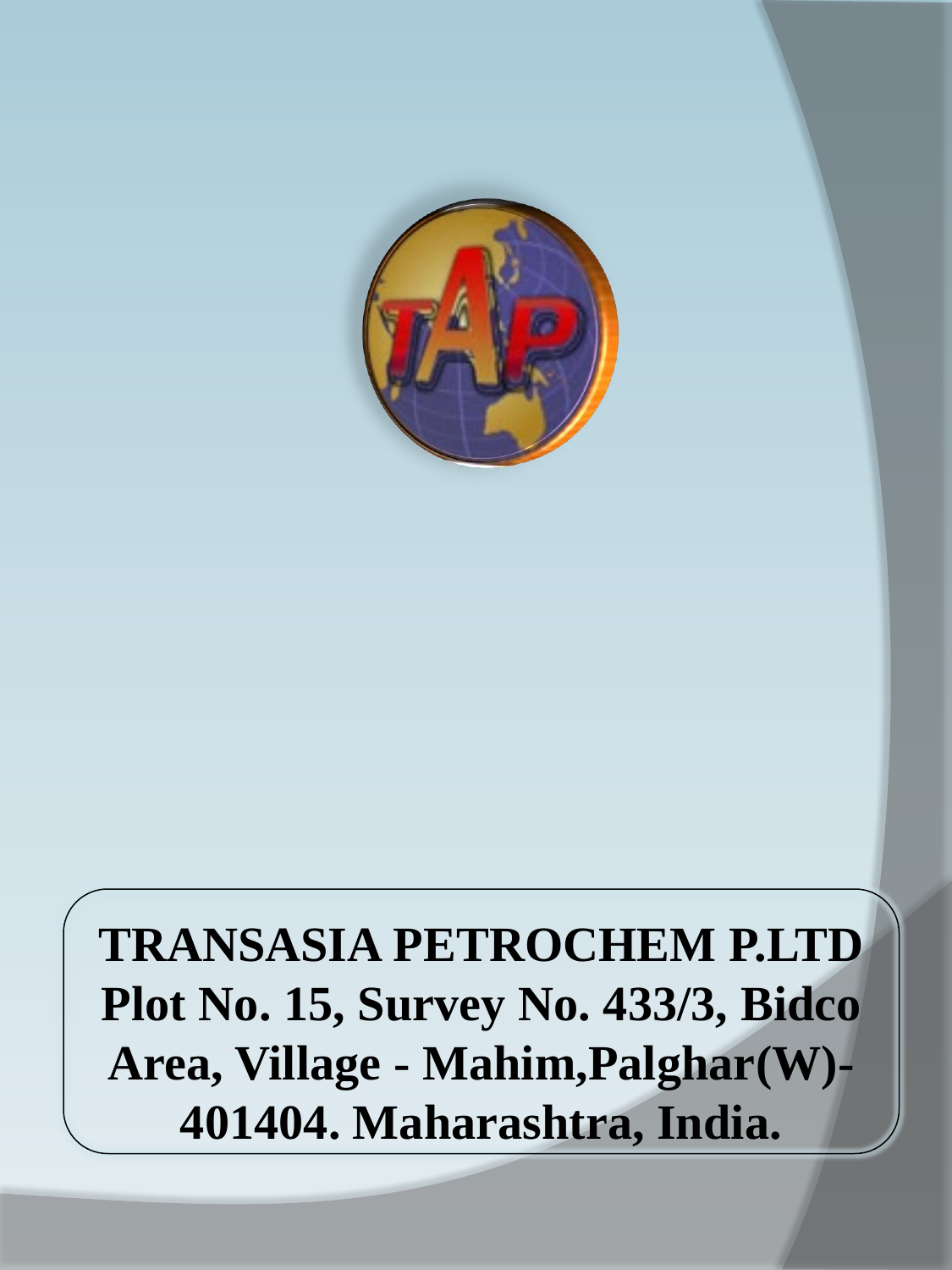**TRANSASIA PETROCHEM P.LTD**
**Plot No. 15, Survey No. 433/3, Bidco Area, Village - Mahim,Palghar(W)-401404. Maharashtra, India.**